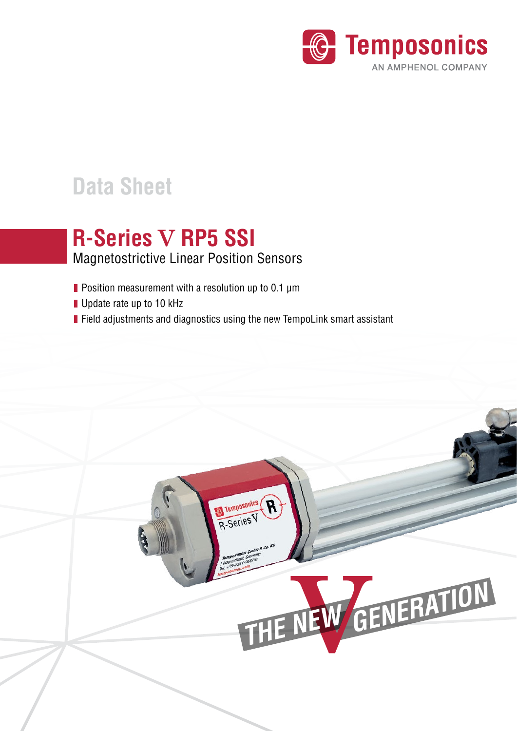Data Sheet

# R-Series V RP5 SSI

Magnetostrictive Linear Position Sensors

- Position measurement with a resolution up to 0.1 µm
- Update rate up to 10 kHz
- Field adjustments and diagnostics using the new TempoLink smart assistant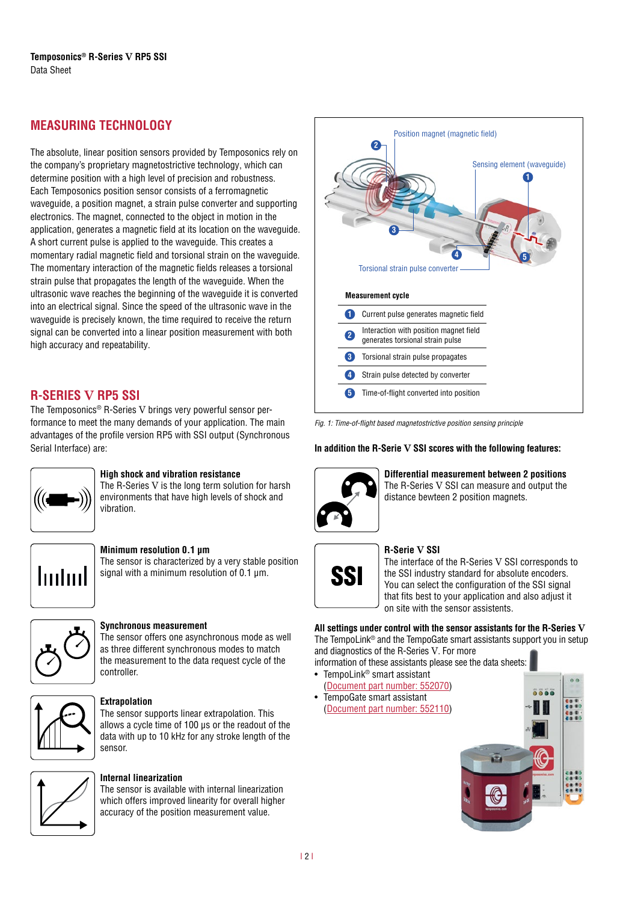## MEASURING TECHNOLOGY

The absolute, linear position sensors provided by Temposonics rely on the company's proprietary magnetostrictive technology, which can determine position with a high level of precision and robustness. Each Temposonics position sensor consists of a ferromagnetic waveguide, a position magnet, a strain pulse converter and supporting electronics. The magnet, connected to the object in motion in the application, generates a magnetic field at its location on the waveguide. A short current pulse is applied to the waveguide. This creates a momentary radial magnetic field and torsional strain on the waveguide. The momentary interaction of the magnetic fields releases a torsional strain pulse that propagates the length of the waveguide. When the ultrasonic wave reaches the beginning of the waveguide it is converted into an electrical signal. Since the speed of the ultrasonic wave in the waveguide is precisely known, the time required to receive the return signal can be converted into a linear position measurement with both high accuracy and repeatability.

Position magnet (magnetic field)

Sensing element (waveguide)

Torsional strain pulse converter

**Measurement cycle**

1. Current pulse generates magnetic field
2. Interaction with position magnet field generates torsional strain pulse
3. Torsional strain pulse propagates
4. Strain pulse detected by converter
5. Time-of-flight converted into position

*Fig. 1: Time-of-flight based magnetostrictive position sensing principle*

## R-SERIES V RP5 SSI

The Temposonics® R-Series V brings very powerful sensor performance to meet the many demands of your application. The main advantages of the profile version RP5 with SSI output (Synchronous Serial Interface) are:

**High shock and vibration resistance**
The R-Series V is the long term solution for harsh environments that have high levels of shock and vibration.

**Minimum resolution 0.1 µm**
The sensor is characterized by a very stable position signal with a minimum resolution of 0.1 µm.

**Synchronous measurement**
The sensor offers one asynchronous mode as well as three different synchronous modes to match the measurement to the data request cycle of the controller.

**Extrapolation**
The sensor supports linear extrapolation. This allows a cycle time of 100 µs or the readout of the data with up to 10 kHz for any stroke length of the sensor.

**Internal linearization**
The sensor is available with internal linearization which offers improved linearity for overall higher accuracy of the position measurement value.

**In addition the R-Serie V SSI scores with the following features:**

**Differential measurement between 2 positions**
The R-Series V SSI can measure and output the distance bewteen 2 position magnets.

**R-Serie V SSI**
The interface of the R-Series V SSI corresponds to the SSI industry standard for absolute encoders. You can select the configuration of the SSI signal that fits best to your application and also adjust it on site with the sensor assistents.

**All settings under control with the sensor assistants for the R-Series V**
The TempoLink® and the TempoGate smart assistants support you in setup and diagnostics of the R-Series V. For more information of these assistants please see the data sheets:

- TempoLink® smart assistant (Document part number: 552070)
- TempoGate smart assistant (Document part number: 552110)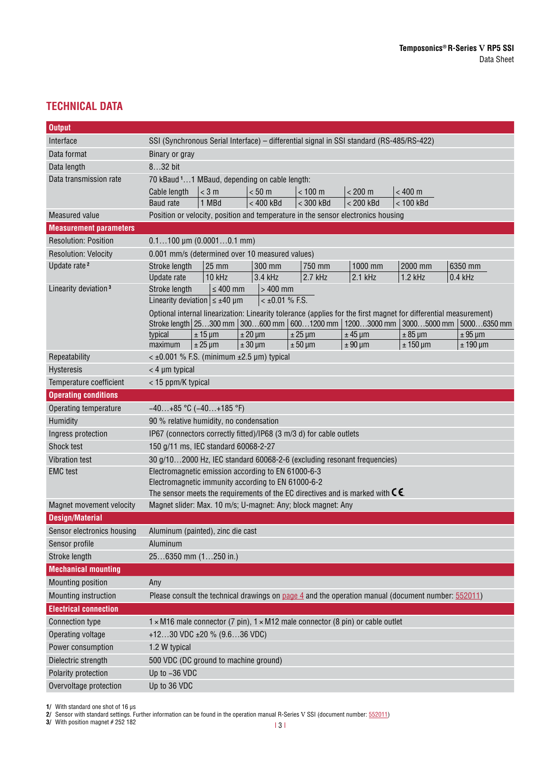## TECHNICAL DATA

| **Output** | |
|---|---|
| Interface | SSI (Synchronous Serial Interface) – differential signal in SSI standard (RS-485/RS-422) |
| Data format | Binary or gray |
| Data length | 8…32 bit |
| Data transmission rate | 70 kBaud[1]…1 MBaud, depending on cable length:<br>Cable length: < 3 m / < 50 m / < 100 m / < 200 m / < 400 m<br>Baud rate: 1 MBd / < 400 kBd / < 300 kBd / < 200 kBd / < 100 kBd |
| Measured value | Position or velocity, position and temperature in the sensor electronics housing |
| **Measurement parameters** | |
| Resolution: Position | 0.1…100 µm (0.0001…0.1 mm) |
| Resolution: Velocity | 0.001 mm/s (determined over 10 measured values) |
| Update rate[2] | Stroke length: 25 mm / 300 mm / 750 mm / 1000 mm / 2000 mm / 6350 mm<br>Update rate: 10 kHz / 3.4 kHz / 2.7 kHz / 2.1 kHz / 1.2 kHz / 0.4 kHz |
| Linearity deviation[3] | Stroke length: ≤ 400 mm / > 400 mm<br>Linearity deviation: ≤ ±40 µm / < ±0.01 % F.S.<br>Optional internal linearization: Linearity tolerance (applies for the first magnet for differential measurement)<br>Stroke length: 25…300 mm / 300…600 mm / 600…1200 mm / 1200…3000 mm / 3000…5000 mm / 5000…6350 mm<br>typical: ± 15 µm / ± 20 µm / ± 25 µm / ± 45 µm / ± 85 µm / ± 95 µm<br>maximum: ± 25 µm / ± 30 µm / ± 50 µm / ± 90 µm / ± 150 µm / ± 190 µm |
| Repeatability | < ±0.001 % F.S. (minimum ±2.5 µm) typical |
| Hysteresis | < 4 µm typical |
| Temperature coefficient | < 15 ppm/K typical |
| **Operating conditions** | |
| Operating temperature | −40…+85 °C (−40…+185 °F) |
| Humidity | 90 % relative humidity, no condensation |
| Ingress protection | IP67 (connectors correctly fitted)/IP68 (3 m/3 d) for cable outlets |
| Shock test | 150 g/11 ms, IEC standard 60068-2-27 |
| Vibration test | 30 g/10…2000 Hz, IEC standard 60068-2-6 (excluding resonant frequencies) |
| EMC test | Electromagnetic emission according to EN 61000-6-3<br>Electromagnetic immunity according to EN 61000-6-2<br>The sensor meets the requirements of the EC directives and is marked with CE. |
| Magnet movement velocity | Magnet slider: Max. 10 m/s; U-magnet: Any; block magnet: Any |
| **Design/Material** | |
| Sensor electronics housing | Aluminum (painted), zinc die cast |
| Sensor profile | Aluminum |
| Stroke length | 25…6350 mm (1…250 in.) |
| **Mechanical mounting** | |
| Mounting position | Any |
| Mounting instruction | Please consult the technical drawings on page 4 and the operation manual (document number: 552011) |
| **Electrical connection** | |
| Connection type | 1 × M16 male connector (7 pin), 1 × M12 male connector (8 pin) or cable outlet |
| Operating voltage | +12…30 VDC ±20 % (9.6…36 VDC) |
| Power consumption | 1.2 W typical |
| Dielectric strength | 500 VDC (DC ground to machine ground) |
| Polarity protection | Up to −36 VDC |
| Overvoltage protection | Up to 36 VDC |

1/ With standard one shot of 16 µs
2/ Sensor with standard settings. Further information can be found in the operation manual R-Series V SSI (document number: 552011)
3/ With position magnet # 252 182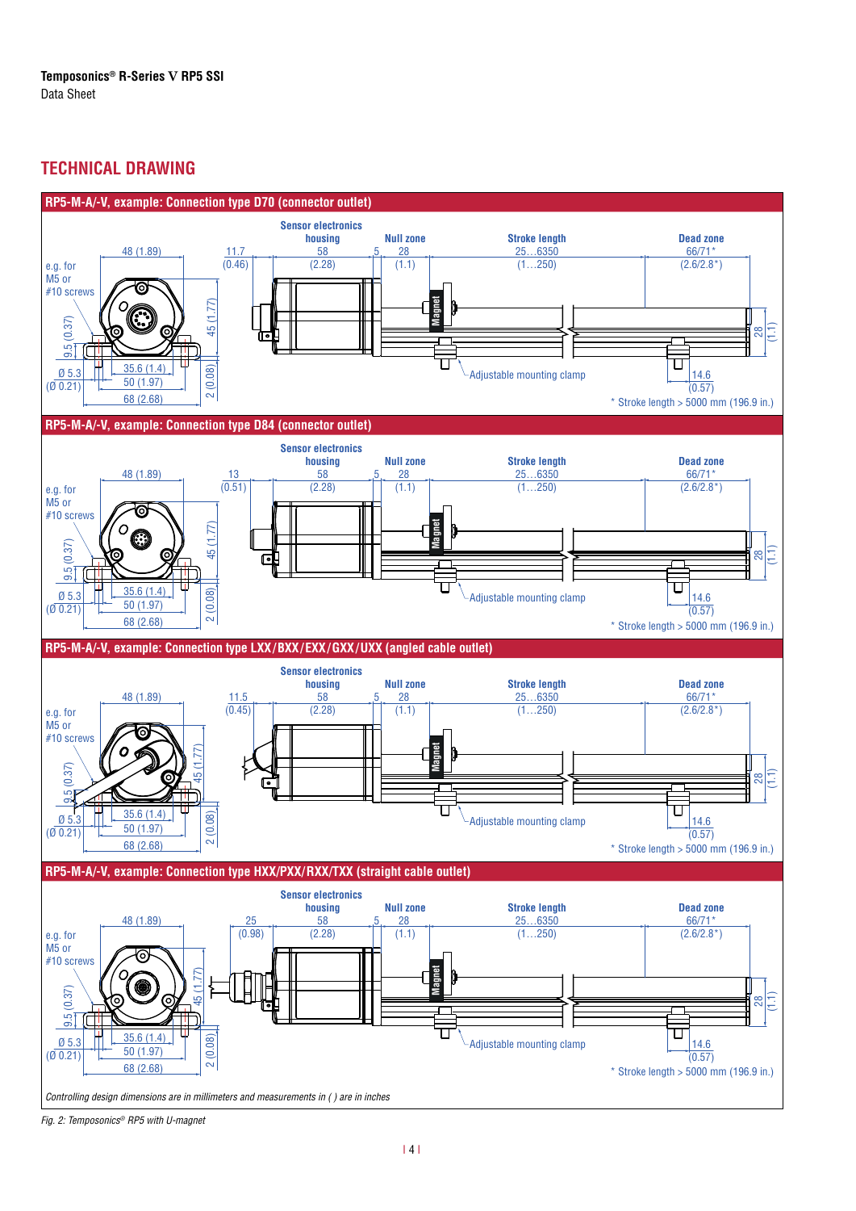## TECHNICAL DRAWING

### RP5-M-A/-V, example: Connection type D70 (connector outlet)

e.g. for M5 or #10 screws

48 (1.89) | 11.7 (0.46) | Sensor electronics housing 58 (2.28) | 5 | Null zone 28 (1.1) | Stroke length 25…6350 (1…250) | Dead zone 66/71* (2.6/2.8*)

9.5 (0.37) | 45 (1.77) | Ø 5.3 (Ø 0.21) | 35.6 (1.4) | 50 (1.97) | 68 (2.68) | 2 (0.08) | Magnet | Adjustable mounting clamp | 14.6 (0.57) | 28 (1.1)

\* Stroke length > 5000 mm (196.9 in.)

### RP5-M-A/-V, example: Connection type D84 (connector outlet)

e.g. for M5 or #10 screws

48 (1.89) | 13 (0.51) | Sensor electronics housing 58 (2.28) | 5 | Null zone 28 (1.1) | Stroke length 25…6350 (1…250) | Dead zone 66/71* (2.6/2.8*)

9.5 (0.37) | 45 (1.77) | Ø 5.3 (Ø 0.21) | 35.6 (1.4) | 50 (1.97) | 68 (2.68) | 2 (0.08) | Magnet | Adjustable mounting clamp | 14.6 (0.57) | 28 (1.1)

\* Stroke length > 5000 mm (196.9 in.)

### RP5-M-A/-V, example: Connection type LXX/BXX/EXX/GXX/UXX (angled cable outlet)

e.g. for M5 or #10 screws

48 (1.89) | 11.5 (0.45) | Sensor electronics housing 58 (2.28) | 5 | Null zone 28 (1.1) | Stroke length 25…6350 (1…250) | Dead zone 66/71* (2.6/2.8*)

9.5 (0.37) | 45 (1.77) | Ø 5.3 (Ø 0.21) | 35.6 (1.4) | 50 (1.97) | 68 (2.68) | 2 (0.08) | Magnet | Adjustable mounting clamp | 14.6 (0.57) | 28 (1.1)

\* Stroke length > 5000 mm (196.9 in.)

### RP5-M-A/-V, example: Connection type HXX/PXX/RXX/TXX (straight cable outlet)

e.g. for M5 or #10 screws

48 (1.89) | 25 (0.98) | Sensor electronics housing 58 (2.28) | 5 | Null zone 28 (1.1) | Stroke length 25…6350 (1…250) | Dead zone 66/71* (2.6/2.8*)

9.5 (0.37) | 45 (1.77) | Ø 5.3 (Ø 0.21) | 35.6 (1.4) | 50 (1.97) | 68 (2.68) | 2 (0.08) | Magnet | Adjustable mounting clamp | 14.6 (0.57) | 28 (1.1)

\* Stroke length > 5000 mm (196.9 in.)

*Controlling design dimensions are in millimeters and measurements in ( ) are in inches*

*Fig. 2: Temposonics® RP5 with U-magnet*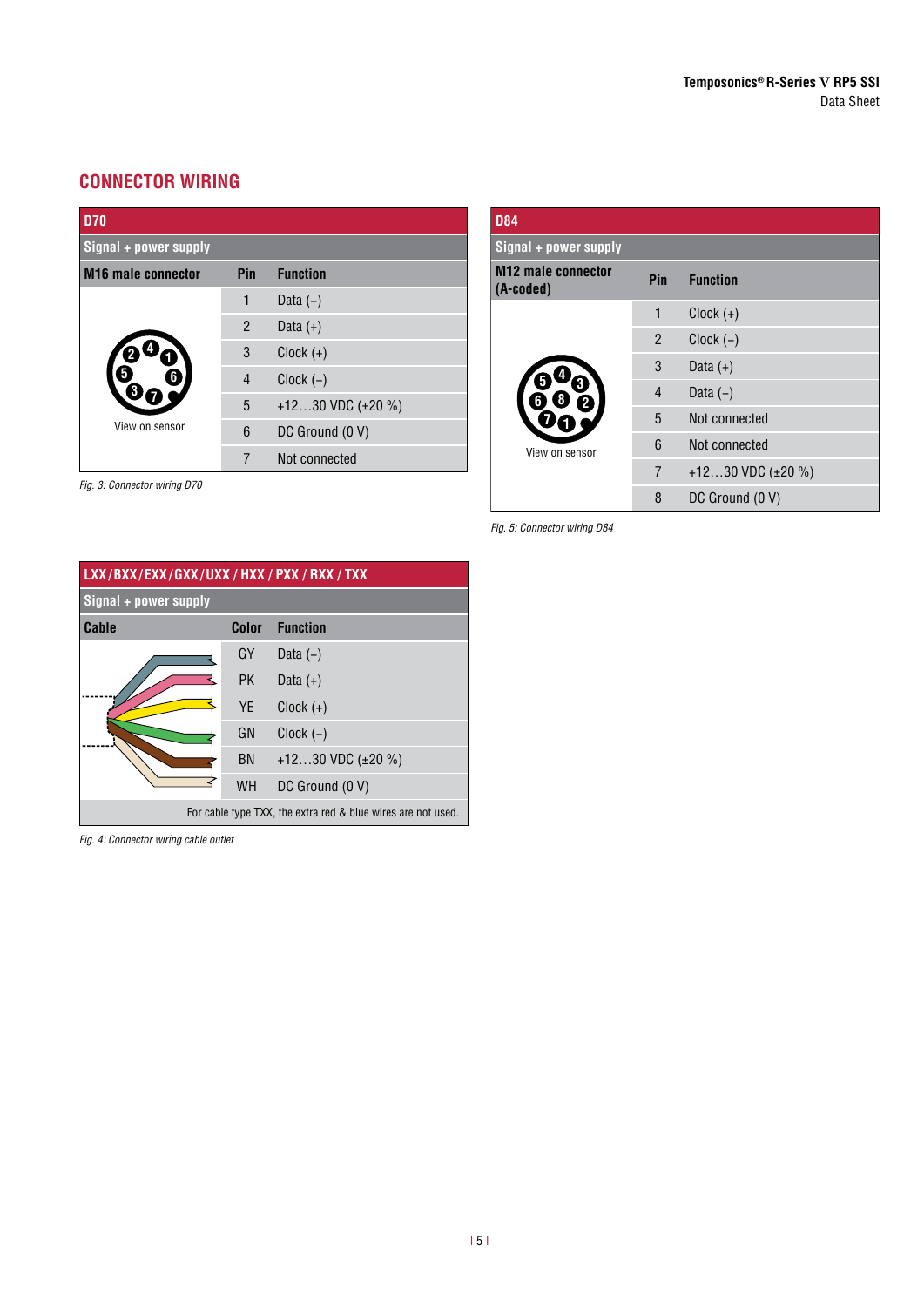## CONNECTOR WIRING

| D70 | | |
|---|---|---|
| **Signal + power supply** | | |
| **M16 male connector** | **Pin** | **Function** |
| View on sensor | 1 | Data (–) |
| | 2 | Data (+) |
| | 3 | Clock (+) |
| | 4 | Clock (–) |
| | 5 | +12…30 VDC (±20 %) |
| | 6 | DC Ground (0 V) |
| | 7 | Not connected |

*Fig. 3: Connector wiring D70*

| D84 | | |
|---|---|---|
| **Signal + power supply** | | |
| **M12 male connector (A-coded)** | **Pin** | **Function** |
| View on sensor | 1 | Clock (+) |
| | 2 | Clock (–) |
| | 3 | Data (+) |
| | 4 | Data (–) |
| | 5 | Not connected |
| | 6 | Not connected |
| | 7 | +12…30 VDC (±20 %) |
| | 8 | DC Ground (0 V) |

*Fig. 5: Connector wiring D84*

| LXX/BXX/EXX/GXX/UXX / HXX / PXX / RXX / TXX | | |
|---|---|---|
| **Signal + power supply** | | |
| **Cable** | **Color** | **Function** |
| | GY | Data (–) |
| | PK | Data (+) |
| | YE | Clock (+) |
| | GN | Clock (–) |
| | BN | +12…30 VDC (±20 %) |
| | WH | DC Ground (0 V) |
| For cable type TXX, the extra red & blue wires are not used. | | |

*Fig. 4: Connector wiring cable outlet*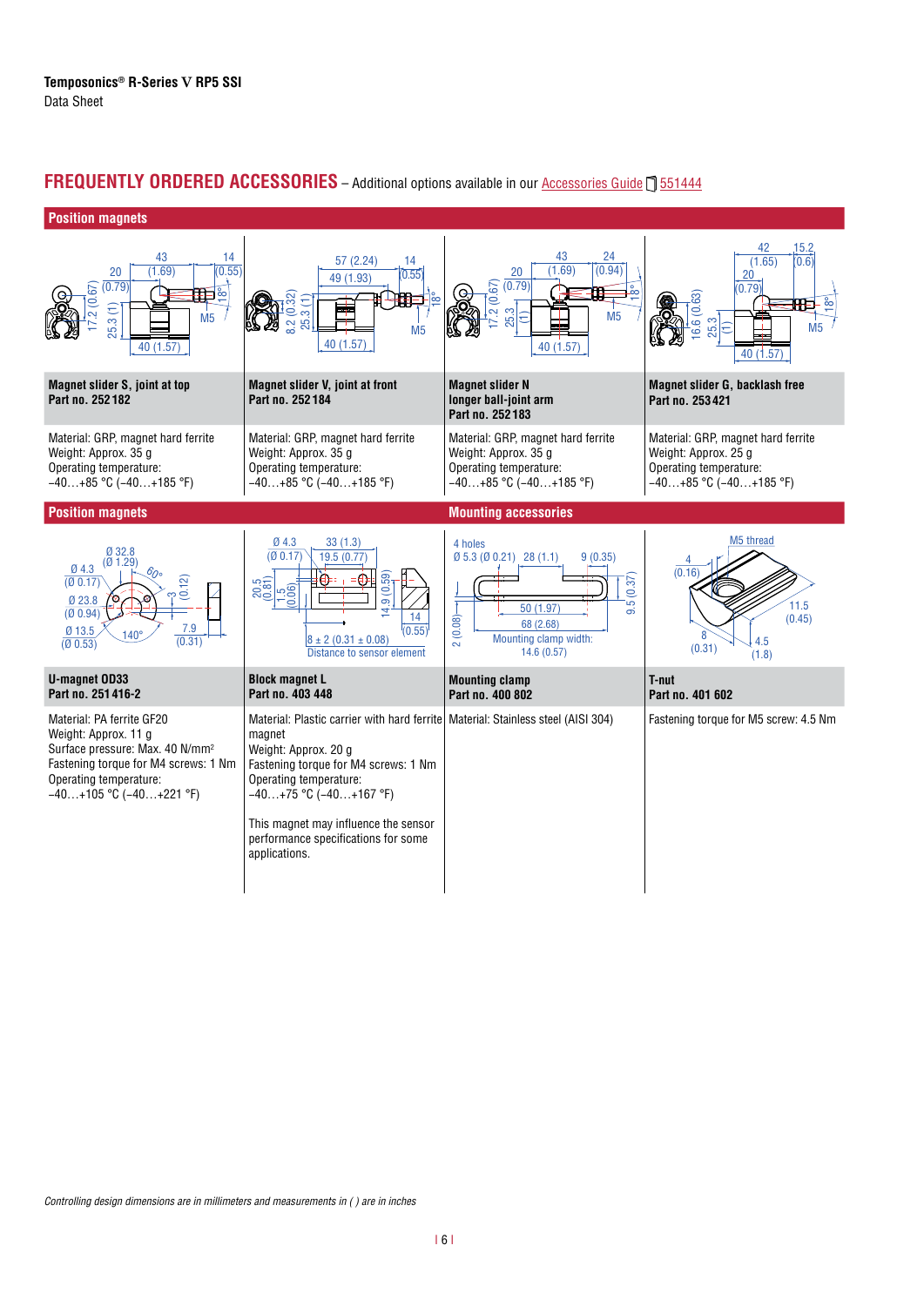## FREQUENTLY ORDERED ACCESSORIES – Additional options available in our Accessories Guide 551444

### Position magnets

| Magnet slider S, joint at top<br>Part no. 252 182 | Magnet slider V, joint at front<br>Part no. 252 184 | Magnet slider N<br>longer ball-joint arm<br>Part no. 252 183 | Magnet slider G, backlash free<br>Part no. 253 421 |
|---|---|---|---|
| Material: GRP, magnet hard ferrite<br>Weight: Approx. 35 g<br>Operating temperature:<br>−40…+85 °C (−40…+185 °F) | Material: GRP, magnet hard ferrite<br>Weight: Approx. 35 g<br>Operating temperature:<br>−40…+85 °C (−40…+185 °F) | Material: GRP, magnet hard ferrite<br>Weight: Approx. 35 g<br>Operating temperature:<br>−40…+85 °C (−40…+185 °F) | Material: GRP, magnet hard ferrite<br>Weight: Approx. 25 g<br>Operating temperature:<br>−40…+85 °C (−40…+185 °F) |

### Position magnets / Mounting accessories

| U-magnet OD33<br>Part no. 251 416-2 | Block magnet L<br>Part no. 403 448 | Mounting clamp<br>Part no. 400 802 | T-nut<br>Part no. 401 602 |
|---|---|---|---|
| Material: PA ferrite GF20<br>Weight: Approx. 11 g<br>Surface pressure: Max. 40 N/mm²<br>Fastening torque for M4 screws: 1 Nm<br>Operating temperature:<br>−40…+105 °C (−40…+221 °F) | Material: Plastic carrier with hard ferrite magnet<br>Weight: Approx. 20 g<br>Fastening torque for M4 screws: 1 Nm<br>Operating temperature:<br>−40…+75 °C (−40…+167 °F)<br><br>This magnet may influence the sensor performance specifications for some applications. | Material: Stainless steel (AISI 304) | Fastening torque for M5 screw: 4.5 Nm |

*Controlling design dimensions are in millimeters and measurements in ( ) are in inches*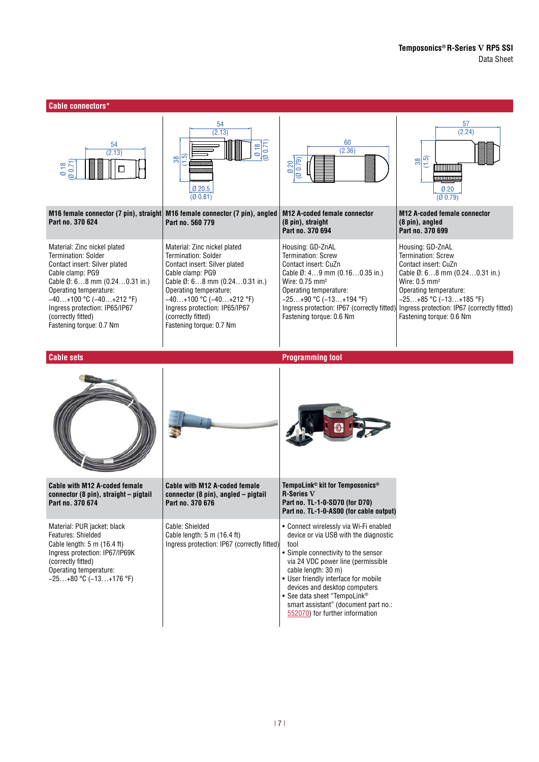## Cable connectors*

| M16 female connector (7 pin), straight<br>Part no. 370 624 | M16 female connector (7 pin), angled<br>Part no. 560 779 | M12 A-coded female connector (8 pin), straight<br>Part no. 370 694 | M12 A-coded female connector (8 pin), angled<br>Part no. 370 699 |
|---|---|---|---|
| Material: Zinc nickel plated<br>Termination: Solder<br>Contact insert: Silver plated<br>Cable clamp: PG9<br>Cable Ø: 6…8 mm (0.24…0.31 in.)<br>Operating temperature:<br>−40…+100 °C (−40…+212 °F)<br>Ingress protection: IP65/IP67 (correctly fitted)<br>Fastening torque: 0.7 Nm | Material: Zinc nickel plated<br>Termination: Solder<br>Contact insert: Silver plated<br>Cable clamp: PG9<br>Cable Ø: 6…8 mm (0.24…0.31 in.)<br>Operating temperature:<br>−40…+100 °C (−40…+212 °F)<br>Ingress protection: IP65/IP67 (correctly fitted)<br>Fastening torque: 0.7 Nm | Housing: GD-ZnAL<br>Termination: Screw<br>Contact insert: CuZn<br>Cable Ø: 4…9 mm (0.16…0.35 in.)<br>Wire: 0.75 mm²<br>Operating temperature:<br>−25…+90 °C (−13…+194 °F)<br>Ingress protection: IP67 (correctly fitted)<br>Fastening torque: 0.6 Nm | Housing: GD-ZnAL<br>Termination: Screw<br>Contact insert: CuZn<br>Cable Ø: 6…8 mm (0.24…0.31 in.)<br>Wire: 0.5 mm²<br>Operating temperature:<br>−25…+85 °C (−13…+185 °F)<br>Ingress protection: IP67 (correctly fitted)<br>Fastening torque: 0.6 Nm |

## Cable sets

| Cable with M12 A-coded female connector (8 pin), straight – pigtail<br>Part no. 370 674 | Cable with M12 A-coded female connector (8 pin), angled – pigtail<br>Part no. 370 676 |
|---|---|
| Material: PUR jacket; black<br>Features: Shielded<br>Cable length: 5 m (16.4 ft)<br>Ingress protection: IP67/IP69K (correctly fitted)<br>Operating temperature:<br>−25…+80 °C (−13…+176 °F) | Cable: Shielded<br>Cable length: 5 m (16.4 ft)<br>Ingress protection: IP67 (correctly fitted) |

## Programming tool

**TempoLink® kit for Temposonics® R-Series V**
**Part no. TL-1-0-SD70 (for D70)**
**Part no. TL-1-0-AS00 (for cable output)**

- Connect wirelessly via Wi-Fi enabled device or via USB with the diagnostic tool
- Simple connectivity to the sensor via 24 VDC power line (permissible cable length: 30 m)
- User friendly interface for mobile devices and desktop computers
- See data sheet "TempoLink® smart assistant" (document part no.: 552070) for further information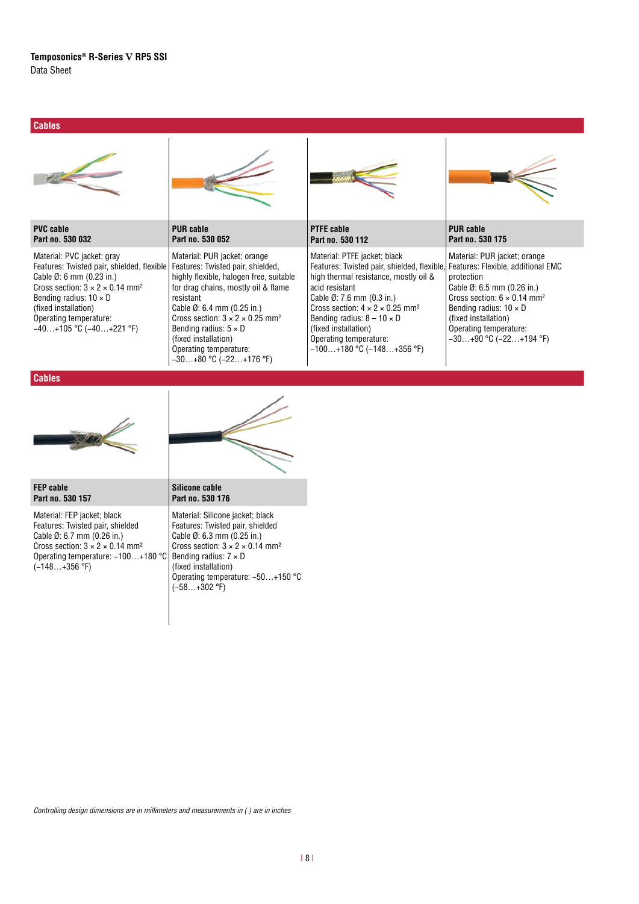## Cables

| PVC cable<br>Part no. 530 032 | PUR cable<br>Part no. 530 052 | PTFE cable<br>Part no. 530 112 | PUR cable<br>Part no. 530 175 |
|---|---|---|---|
| Material: PVC jacket; gray<br>Features: Twisted pair, shielded, flexible<br>Cable Ø: 6 mm (0.23 in.)<br>Cross section: 3 × 2 × 0.14 mm²<br>Bending radius: 10 × D<br>(fixed installation)<br>Operating temperature:<br>−40…+105 °C (−40…+221 °F) | Material: PUR jacket; orange<br>Features: Twisted pair, shielded, highly flexible, halogen free, suitable for drag chains, mostly oil & flame resistant<br>Cable Ø: 6.4 mm (0.25 in.)<br>Cross section: 3 × 2 × 0.25 mm²<br>Bending radius: 5 × D<br>(fixed installation)<br>Operating temperature:<br>−30…+80 °C (−22…+176 °F) | Material: PTFE jacket; black<br>Features: Twisted pair, shielded, flexible, high thermal resistance, mostly oil & acid resistant<br>Cable Ø: 7.6 mm (0.3 in.)<br>Cross section: 4 × 2 × 0.25 mm²<br>Bending radius: 8 – 10 × D<br>(fixed installation)<br>Operating temperature:<br>−100…+180 °C (−148…+356 °F) | Material: PUR jacket; orange<br>Features: Flexible, additional EMC protection<br>Cable Ø: 6.5 mm (0.26 in.)<br>Cross section: 6 × 0.14 mm²<br>Bending radius: 10 × D<br>(fixed installation)<br>Operating temperature:<br>−30…+90 °C (−22…+194 °F) |

## Cables

| FEP cable<br>Part no. 530 157 | Silicone cable<br>Part no. 530 176 |
|---|---|
| Material: FEP jacket; black<br>Features: Twisted pair, shielded<br>Cable Ø: 6.7 mm (0.26 in.)<br>Cross section: 3 × 2 × 0.14 mm²<br>Operating temperature: −100…+180 °C<br>(−148…+356 °F) | Material: Silicone jacket; black<br>Features: Twisted pair, shielded<br>Cable Ø: 6.3 mm (0.25 in.)<br>Cross section: 3 × 2 × 0.14 mm²<br>Bending radius: 7 × D<br>(fixed installation)<br>Operating temperature: −50…+150 °C<br>(−58…+302 °F) |

*Controlling design dimensions are in millimeters and measurements in ( ) are in inches*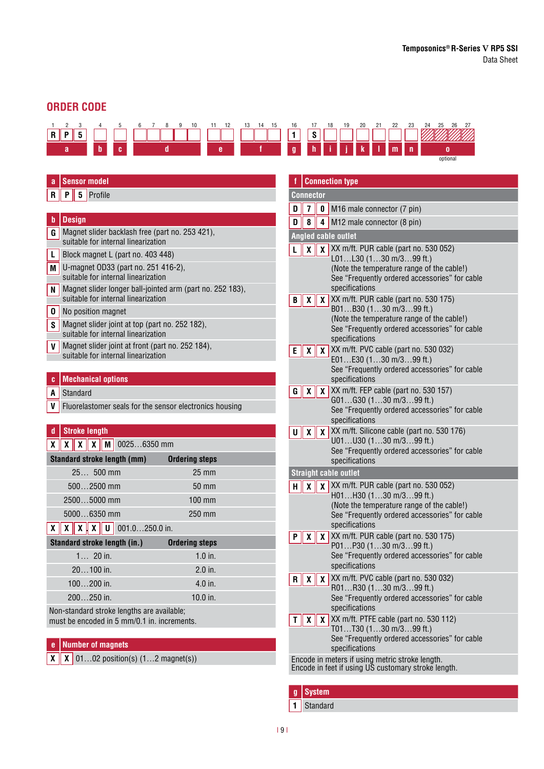## ORDER CODE

| 1 | 2 | 3 | 4 | 5 | 6 | 7 | 8 | 9 | 10 | 11 | 12 | 13 | 14 | 15 | 16 | 17 | 18 | 19 | 20 | 21 | 22 | 23 | 24 | 25 | 26 | 27 |
|---|---|---|---|---|---|---|---|---|---|---|---|---|---|---|---|---|---|---|---|---|---|---|---|---|---|---|
| R | P | 5 | | | | | | | | | | | | | 1 | S | | | | | | | | | | |
| a | | | b | c | d | | | | | e | | f | | | g | h | i | j | k | l | m | n | o (optional) | | | |

### a Sensor model

| | |
|---|---|
| R P 5 | Profile |

### b Design

| | |
|---|---|
| G | Magnet slider backlash free (part no. 253 421), suitable for internal linearization |
| L | Block magnet L (part no. 403 448) |
| M | U-magnet OD33 (part no. 251 416-2), suitable for internal linearization |
| N | Magnet slider longer ball-jointed arm (part no. 252 183), suitable for internal linearization |
| O | No position magnet |
| S | Magnet slider joint at top (part no. 252 182), suitable for internal linearization |
| V | Magnet slider joint at front (part no. 252 184), suitable for internal linearization |

### c Mechanical options

| | |
|---|---|
| A | Standard |
| V | Fluorelastomer seals for the sensor electronics housing |

### d Stroke length

X X X X M 0025…6350 mm

| Standard stroke length (mm) | Ordering steps |
|---|---|
| 25… 500 mm | 25 mm |
| 500…2500 mm | 50 mm |
| 2500…5000 mm | 100 mm |
| 5000…6350 mm | 250 mm |

X X X . X U 001.0…250.0 in.

| Standard stroke length (in.) | Ordering steps |
|---|---|
| 1… 20 in. | 1.0 in. |
| 20…100 in. | 2.0 in. |
| 100…200 in. | 4.0 in. |
| 200…250 in. | 10.0 in. |

Non-standard stroke lengths are available; must be encoded in 5 mm/0.1 in. increments.

### e Number of magnets

| | |
|---|---|
| X X | 01…02 position(s) (1…2 magnet(s)) |

### f Connection type

**Connector**

| | |
|---|---|
| D 7 0 | M16 male connector (7 pin) |
| D 8 4 | M12 male connector (8 pin) |

**Angled cable outlet**

| | |
|---|---|
| L X X | XX m/ft. PUR cable (part no. 530 052) L01…L30 (1…30 m/3…99 ft.) (Note the temperature range of the cable!) See "Frequently ordered accessories" for cable specifications |
| B X X | XX m/ft. PUR cable (part no. 530 175) B01…B30 (1…30 m/3…99 ft.) (Note the temperature range of the cable!) See "Frequently ordered accessories" for cable specifications |
| E X X | XX m/ft. PVC cable (part no. 530 032) E01…E30 (1…30 m/3…99 ft.) See "Frequently ordered accessories" for cable specifications |
| G X X | XX m/ft. FEP cable (part no. 530 157) G01…G30 (1…30 m/3…99 ft.) See "Frequently ordered accessories" for cable specifications |
| U X X | XX m/ft. Silicone cable (part no. 530 176) U01…U30 (1…30 m/3…99 ft.) See "Frequently ordered accessories" for cable specifications |

**Straight cable outlet**

| | |
|---|---|
| H X X | XX m/ft. PUR cable (part no. 530 052) H01…H30 (1…30 m/3…99 ft.) (Note the temperature range of the cable!) See "Frequently ordered accessories" for cable specifications |
| P X X | XX m/ft. PUR cable (part no. 530 175) P01…P30 (1…30 m/3…99 ft.) See "Frequently ordered accessories" for cable specifications |
| R X X | XX m/ft. PVC cable (part no. 530 032) R01…R30 (1…30 m/3…99 ft.) See "Frequently ordered accessories" for cable specifications |
| T X X | XX m/ft. PTFE cable (part no. 530 112) T01…T30 (1…30 m/3…99 ft.) See "Frequently ordered accessories" for cable specifications |

Encode in meters if using metric stroke length.
Encode in feet if using US customary stroke length.

### g System

| | |
|---|---|
| 1 | Standard |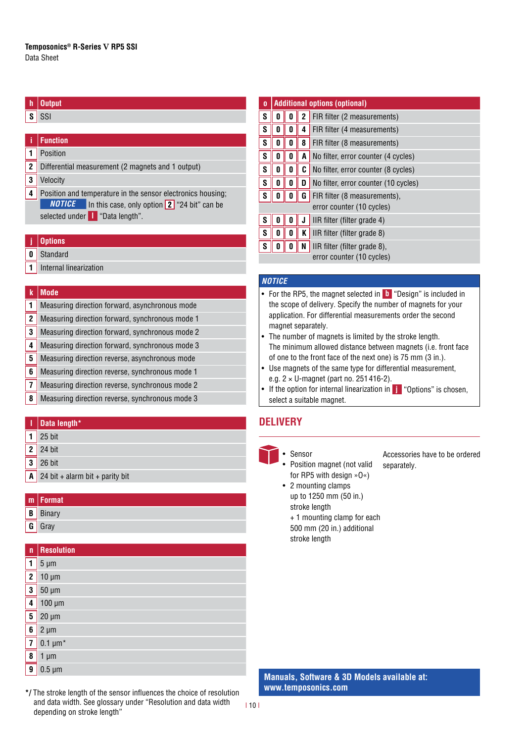| h | Output |
|---|---|
| S | SSI |

| i | Function |
|---|---|
| 1 | Position |
| 2 | Differential measurement (2 magnets and 1 output) |
| 3 | Velocity |
| 4 | Position and temperature in the sensor electronics housing; ***NOTICE*** In this case, only option 2 "24 bit" can be selected under l "Data length". |

| j | Options |
|---|---|
| 0 | Standard |
| 1 | Internal linearization |

| k | Mode |
|---|---|
| 1 | Measuring direction forward, asynchronous mode |
| 2 | Measuring direction forward, synchronous mode 1 |
| 3 | Measuring direction forward, synchronous mode 2 |
| 4 | Measuring direction forward, synchronous mode 3 |
| 5 | Measuring direction reverse, asynchronous mode |
| 6 | Measuring direction reverse, synchronous mode 1 |
| 7 | Measuring direction reverse, synchronous mode 2 |
| 8 | Measuring direction reverse, synchronous mode 3 |

| l | Data length* |
|---|---|
| 1 | 25 bit |
| 2 | 24 bit |
| 3 | 26 bit |
| A | 24 bit + alarm bit + parity bit |

| m | Format |
|---|---|
| B | Binary |
| G | Gray |

| n | Resolution |
|---|---|
| 1 | 5 µm |
| 2 | 10 µm |
| 3 | 50 µm |
| 4 | 100 µm |
| 5 | 20 µm |
| 6 | 2 µm |
| 7 | 0.1 µm* |
| 8 | 1 µm |
| 9 | 0.5 µm |

*/ The stroke length of the sensor influences the choice of resolution and data width. See glossary under "Resolution and data width depending on stroke length"

| o | | | | Additional options (optional) |
|---|---|---|---|---|
| S | 0 | 0 | 2 | FIR filter (2 measurements) |
| S | 0 | 0 | 4 | FIR filter (4 measurements) |
| S | 0 | 0 | 8 | FIR filter (8 measurements) |
| S | 0 | 0 | A | No filter, error counter (4 cycles) |
| S | 0 | 0 | C | No filter, error counter (8 cycles) |
| S | 0 | 0 | D | No filter, error counter (10 cycles) |
| S | 0 | 0 | G | FIR filter (8 measurements), error counter (10 cycles) |
| S | 0 | 0 | J | IIR filter (filter grade 4) |
| S | 0 | 0 | K | IIR filter (filter grade 8) |
| S | 0 | 0 | N | IIR filter (filter grade 8), error counter (10 cycles) |

***NOTICE***

- For the RP5, the magnet selected in b "Design" is included in the scope of delivery. Specify the number of magnets for your application. For differential measurements order the second magnet separately.
- The number of magnets is limited by the stroke length. The minimum allowed distance between magnets (i.e. front face of one to the front face of the next one) is 75 mm (3 in.).
- Use magnets of the same type for differential measurement, e.g. 2 × U-magnet (part no. 251 416-2).
- If the option for internal linearization in j "Options" is chosen, select a suitable magnet.

## DELIVERY

- Sensor
- Position magnet (not valid for RP5 with design »O«)
- 2 mounting clamps up to 1250 mm (50 in.) stroke length + 1 mounting clamp for each 500 mm (20 in.) additional stroke length

Accessories have to be ordered separately.

**Manuals, Software & 3D Models available at: www.temposonics.com**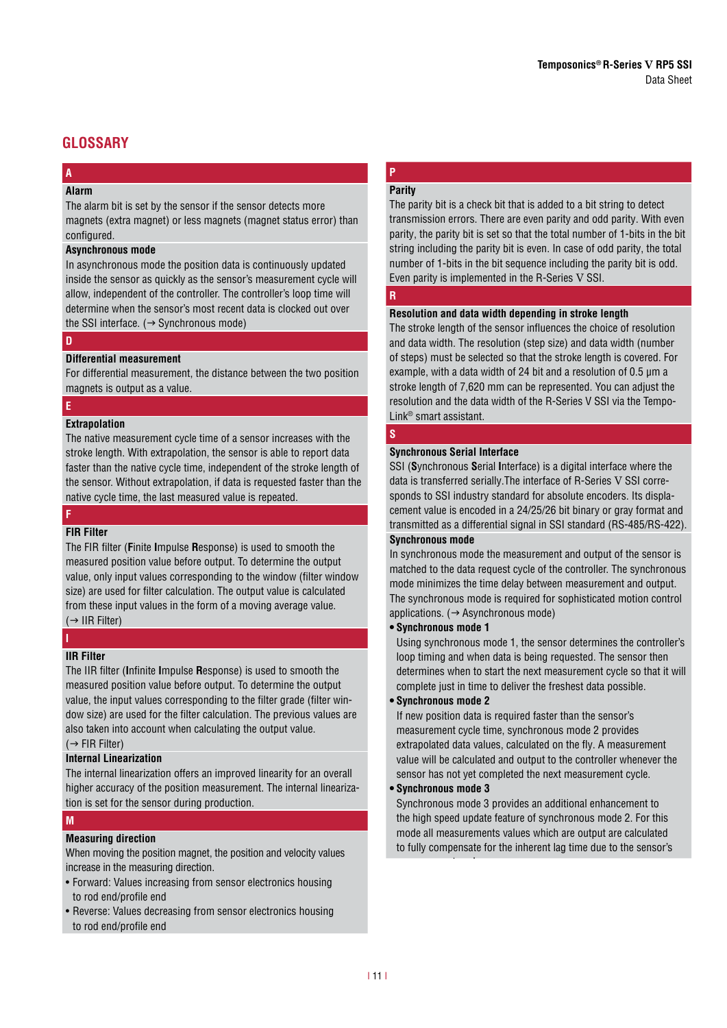## GLOSSARY

### A

**Alarm**

The alarm bit is set by the sensor if the sensor detects more magnets (extra magnet) or less magnets (magnet status error) than configured.

**Asynchronous mode**

In asynchronous mode the position data is continuously updated inside the sensor as quickly as the sensor's measurement cycle will allow, independent of the controller. The controller's loop time will determine when the sensor's most recent data is clocked out over the SSI interface. (→ Synchronous mode)

### D

**Differential measurement**

For differential measurement, the distance between the two position magnets is output as a value.

### E

**Extrapolation**

The native measurement cycle time of a sensor increases with the stroke length. With extrapolation, the sensor is able to report data faster than the native cycle time, independent of the stroke length of the sensor. Without extrapolation, if data is requested faster than the native cycle time, the last measured value is repeated.

### F

**FIR Filter**

The FIR filter (**F**inite **I**mpulse **R**esponse) is used to smooth the measured position value before output. To determine the output value, only input values corresponding to the window (filter window size) are used for filter calculation. The output value is calculated from these input values in the form of a moving average value. (→ IIR Filter)

### I

**IIR Filter**

The IIR filter (**I**nfinite **I**mpulse **R**esponse) is used to smooth the measured position value before output. To determine the output value, the input values corresponding to the filter grade (filter window size) are used for the filter calculation. The previous values are also taken into account when calculating the output value. (→ FIR Filter)

**Internal Linearization**

The internal linearization offers an improved linearity for an overall higher accuracy of the position measurement. The internal linearization is set for the sensor during production.

### M

**Measuring direction**

When moving the position magnet, the position and velocity values increase in the measuring direction.

- Forward: Values increasing from sensor electronics housing to rod end/profile end
- Reverse: Values decreasing from sensor electronics housing to rod end/profile end

### P

**Parity**

The parity bit is a check bit that is added to a bit string to detect transmission errors. There are even parity and odd parity. With even parity, the parity bit is set so that the total number of 1-bits in the bit string including the parity bit is even. In case of odd parity, the total number of 1-bits in the bit sequence including the parity bit is odd. Even parity is implemented in the R-Series V SSI.

### R

**Resolution and data width depending in stroke length**

The stroke length of the sensor influences the choice of resolution and data width. The resolution (step size) and data width (number of steps) must be selected so that the stroke length is covered. For example, with a data width of 24 bit and a resolution of 0.5 µm a stroke length of 7,620 mm can be represented. You can adjust the resolution and the data width of the R-Series V SSI via the Tempo-Link® smart assistant.

### S

**Synchronous Serial Interface**

SSI (**S**ynchronous **S**erial **I**nterface) is a digital interface where the data is transferred serially.The interface of R-Series V SSI corresponds to SSI industry standard for absolute encoders. Its displacement value is encoded in a 24/25/26 bit binary or gray format and transmitted as a differential signal in SSI standard (RS-485/RS-422).

**Synchronous mode**

In synchronous mode the measurement and output of the sensor is matched to the data request cycle of the controller. The synchronous mode minimizes the time delay between measurement and output. The synchronous mode is required for sophisticated motion control applications. (→ Asynchronous mode)

- **Synchronous mode 1**
  Using synchronous mode 1, the sensor determines the controller's loop timing and when data is being requested. The sensor then determines when to start the next measurement cycle so that it will complete just in time to deliver the freshest data possible.
- **Synchronous mode 2**
  If new position data is required faster than the sensor's measurement cycle time, synchronous mode 2 provides extrapolated data values, calculated on the fly. A measurement value will be calculated and output to the controller whenever the sensor has not yet completed the next measurement cycle.
- **Synchronous mode 3**
  Synchronous mode 3 provides an additional enhancement to the high speed update feature of synchronous mode 2. For this mode all measurements values which are output are calculated to fully compensate for the inherent lag time due to the sensor's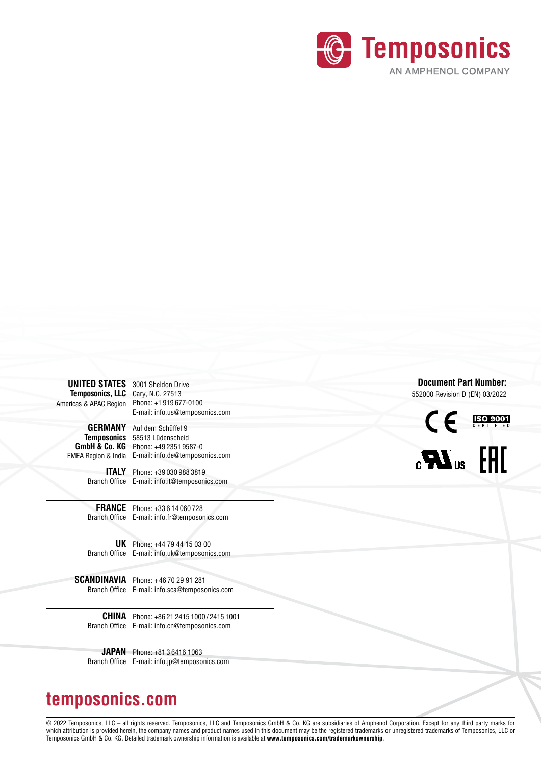Temposonics
AN AMPHENOL COMPANY

| | |
|---|---|
| **UNITED STATES** **Temposonics, LLC** Americas & APAC Region | 3001 Sheldon Drive Cary, N.C. 27513 Phone: +1 919 677-0100 E-mail: info.us@temposonics.com |
| **GERMANY** **Temposonics GmbH & Co. KG** EMEA Region & India | Auf dem Schüffel 9 58513 Lüdenscheid Phone: +49 2351 9587-0 E-mail: info.de@temposonics.com |
| **ITALY** Branch Office | Phone: +39 030 988 3819 E-mail: info.it@temposonics.com |
| **FRANCE** Branch Office | Phone: +33 6 14 060 728 E-mail: info.fr@temposonics.com |
| **UK** Branch Office | Phone: +44 79 44 15 03 00 E-mail: info.uk@temposonics.com |
| **SCANDINAVIA** Branch Office | Phone: + 46 70 29 91 281 E-mail: info.sca@temposonics.com |
| **CHINA** Branch Office | Phone: +86 21 2415 1000 / 2415 1001 E-mail: info.cn@temposonics.com |
| **JAPAN** Branch Office | Phone: +81 3 6416 1063 E-mail: info.jp@temposonics.com |

**Document Part Number:**
552000 Revision D (EN) 03/2022

ISO 9001 CERTIFIED

## temposonics.com

© 2022 Temposonics, LLC – all rights reserved. Temposonics, LLC and Temposonics GmbH & Co. KG are subsidiaries of Amphenol Corporation. Except for any third party marks for which attribution is provided herein, the company names and product names used in this document may be the registered trademarks or unregistered trademarks of Temposonics, LLC or Temposonics GmbH & Co. KG. Detailed trademark ownership information is available at **www.temposonics.com/trademarkownership**.